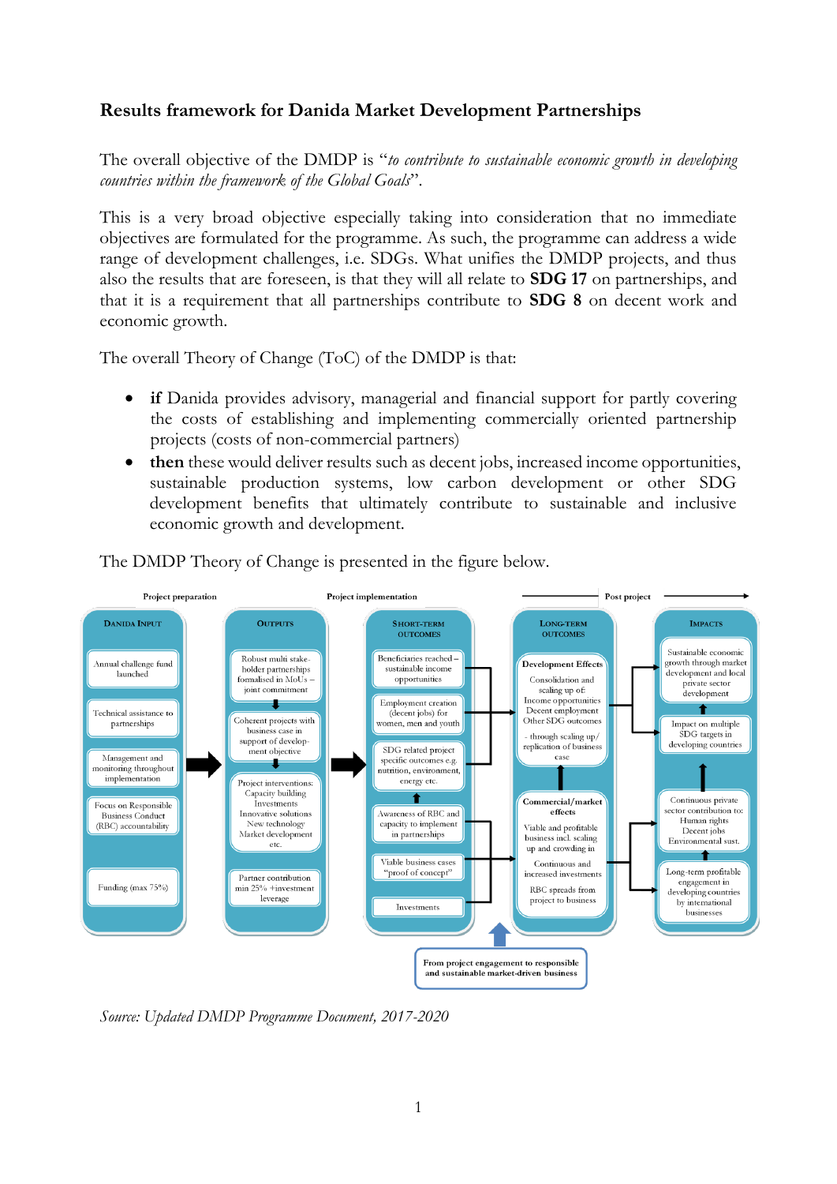**Results framework for Danida Market Development Partnerships**

The overall objective of the DMDP is "*to contribute to sustainable economic growth in developing countries within the framework of the Global Goals*".

This is a very broad objective especially taking into consideration that no immediate objectives are formulated for the programme. As such, the programme can address a wide range of development challenges, i.e. SDGs. What unifies the DMDP projects, and thus also the results that are foreseen, is that they will all relate to **SDG 17** on partnerships, and that it is a requirement that all partnerships contribute to **SDG 8** on decent work and economic growth.

The overall Theory of Change (ToC) of the DMDP is that:

- **if** Danida provides advisory, managerial and financial support for partly covering the costs of establishing and implementing commercially oriented partnership projects (costs of non-commercial partners)
- **then** these would deliver results such as decent jobs, increased income opportunities, sustainable production systems, low carbon development or other SDG development benefits that ultimately contribute to sustainable and inclusive economic growth and development.

The DMDP Theory of Change is presented in the figure below.

Project preparation | Project implementation | Post project

| DANIDA INPUT | OUTPUTS | SHORT-TERM OUTCOMES | LONG-TERM OUTCOMES | IMPACTS |
|---|---|---|---|---|
| Annual challenge fund launched | Robust multi stake-holder partnerships formalised in MoUs – joint commitment | Beneficiaries reached – sustainable income opportunities | **Development Effects** Consolidation and scaling up of: Income opportunities, Decent employment, Other SDG outcomes - through scaling up/ replication of business case | Sustainable economic growth through market development and local private sector development |
| Technical assistance to partnerships | Coherent projects with business case in support of development objective | Employment creation (decent jobs) for women, men and youth | | Impact on multiple SDG targets in developing countries |
| Management and monitoring throughout implementation | Project interventions: Capacity building, Investments, Innovative solutions, New technology, Market development etc. | SDG related project specific outcomes e.g. nutrition, environment, energy etc. | **Commercial/market effects** Viable and profitable business incl. scaling up and crowding in. Continuous and increased investments. RBC spreads from project to business | Continuous private sector contribution to: Human rights, Decent jobs, Environmental sust. |
| Focus on Responsible Business Conduct (RBC) accountability | | Awareness of RBC and capacity to implement in partnerships | | Long-term profitable engagement in developing countries by international businesses |
| Funding (max 75%) | Partner contribution min 25% +investment leverage | Viable business cases "proof of concept" | | |
| | | Investments | | |

From project engagement to responsible and sustainable market-driven business

*Source: Updated DMDP Programme Document, 2017-2020*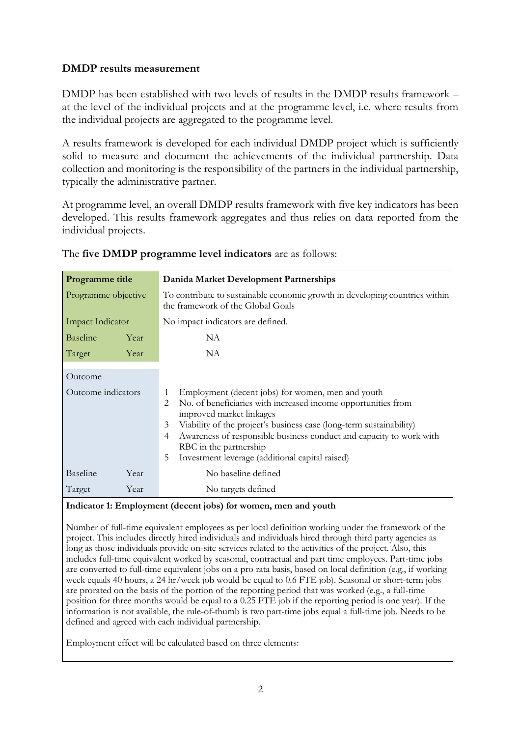**DMDP results measurement**

DMDP has been established with two levels of results in the DMDP results framework – at the level of the individual projects and at the programme level, i.e. where results from the individual projects are aggregated to the programme level.

A results framework is developed for each individual DMDP project which is sufficiently solid to measure and document the achievements of the individual partnership. Data collection and monitoring is the responsibility of the partners in the individual partnership, typically the administrative partner.

At programme level, an overall DMDP results framework with five key indicators has been developed. This results framework aggregates and thus relies on data reported from the individual projects.

The **five DMDP programme level indicators** are as follows:

| Programme title | | Danida Market Development Partnerships |
|---|---|---|
| Programme objective | | To contribute to sustainable economic growth in developing countries within the framework of the Global Goals |
| Impact Indicator | | No impact indicators are defined. |
| Baseline | Year | NA |
| Target | Year | NA |
| Outcome | | |
| Outcome indicators | | 1 Employment (decent jobs) for women, men and youth<br>2 No. of beneficiaries with increased income opportunities from improved market linkages<br>3 Viability of the project's business case (long-term sustainability)<br>4 Awareness of responsible business conduct and capacity to work with RBC in the partnership<br>5 Investment leverage (additional capital raised) |
| Baseline | Year | No baseline defined |
| Target | Year | No targets defined |

**Indicator 1: Employment (decent jobs) for women, men and youth**

Number of full-time equivalent employees as per local definition working under the framework of the project. This includes directly hired individuals and individuals hired through third party agencies as long as those individuals provide on-site services related to the activities of the project. Also, this includes full-time equivalent worked by seasonal, contractual and part time employees. Part-time jobs are converted to full-time equivalent jobs on a pro rata basis, based on local definition (e.g., if working week equals 40 hours, a 24 hr/week job would be equal to 0.6 FTE job). Seasonal or short-term jobs are prorated on the basis of the portion of the reporting period that was worked (e.g., a full-time position for three months would be equal to a 0.25 FTE job if the reporting period is one year). If the information is not available, the rule-of-thumb is two part-time jobs equal a full-time job. Needs to be defined and agreed with each individual partnership.

Employment effect will be calculated based on three elements: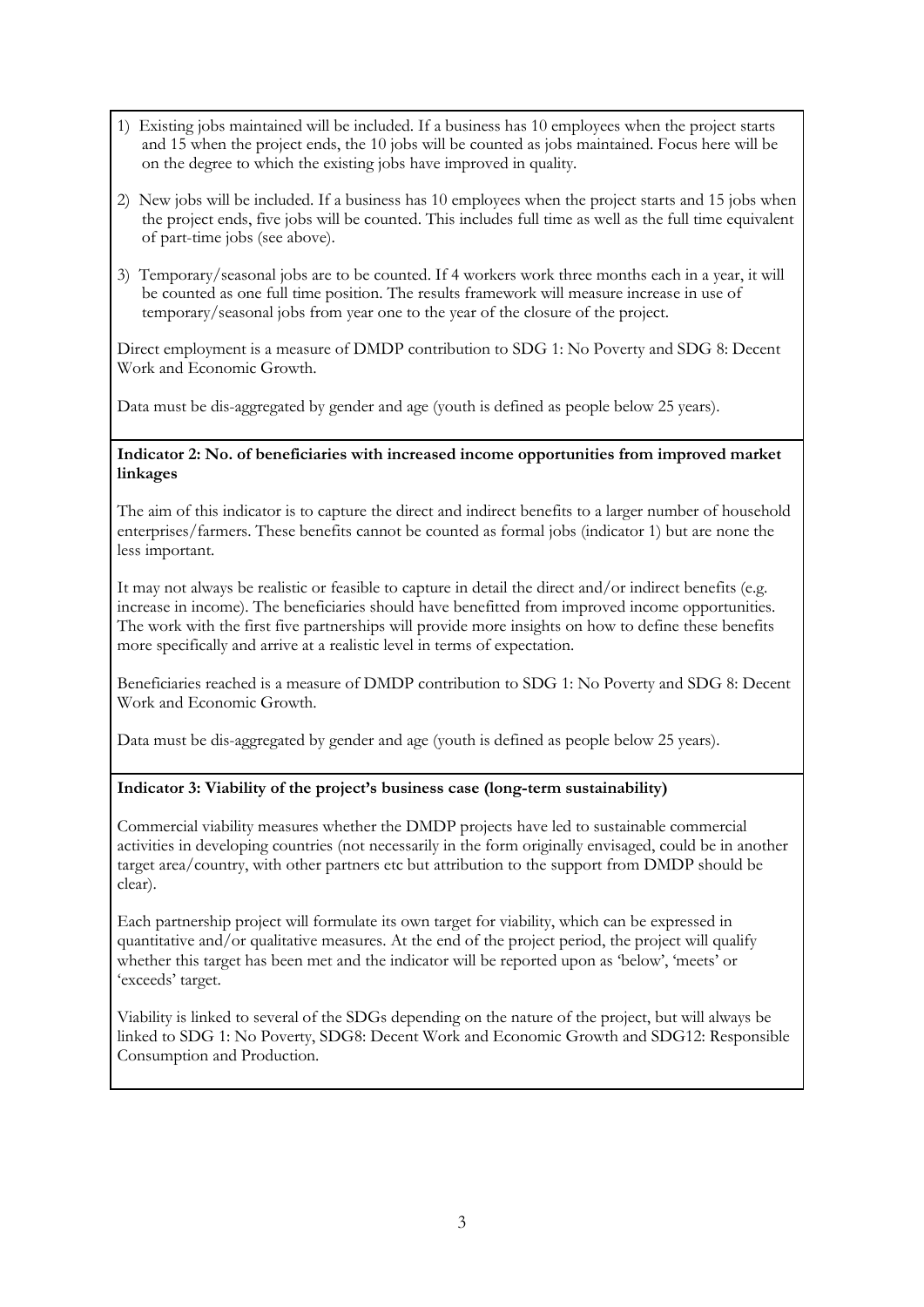1) Existing jobs maintained will be included. If a business has 10 employees when the project starts and 15 when the project ends, the 10 jobs will be counted as jobs maintained. Focus here will be on the degree to which the existing jobs have improved in quality.

2) New jobs will be included. If a business has 10 employees when the project starts and 15 jobs when the project ends, five jobs will be counted. This includes full time as well as the full time equivalent of part-time jobs (see above).

3) Temporary/seasonal jobs are to be counted. If 4 workers work three months each in a year, it will be counted as one full time position. The results framework will measure increase in use of temporary/seasonal jobs from year one to the year of the closure of the project.

Direct employment is a measure of DMDP contribution to SDG 1: No Poverty and SDG 8: Decent Work and Economic Growth.

Data must be dis-aggregated by gender and age (youth is defined as people below 25 years).

**Indicator 2: No. of beneficiaries with increased income opportunities from improved market linkages**

The aim of this indicator is to capture the direct and indirect benefits to a larger number of household enterprises/farmers. These benefits cannot be counted as formal jobs (indicator 1) but are none the less important.

It may not always be realistic or feasible to capture in detail the direct and/or indirect benefits (e.g. increase in income). The beneficiaries should have benefitted from improved income opportunities. The work with the first five partnerships will provide more insights on how to define these benefits more specifically and arrive at a realistic level in terms of expectation.

Beneficiaries reached is a measure of DMDP contribution to SDG 1: No Poverty and SDG 8: Decent Work and Economic Growth.

Data must be dis-aggregated by gender and age (youth is defined as people below 25 years).

**Indicator 3: Viability of the project's business case (long-term sustainability)**

Commercial viability measures whether the DMDP projects have led to sustainable commercial activities in developing countries (not necessarily in the form originally envisaged, could be in another target area/country, with other partners etc but attribution to the support from DMDP should be clear).

Each partnership project will formulate its own target for viability, which can be expressed in quantitative and/or qualitative measures. At the end of the project period, the project will qualify whether this target has been met and the indicator will be reported upon as 'below', 'meets' or 'exceeds' target.

Viability is linked to several of the SDGs depending on the nature of the project, but will always be linked to SDG 1: No Poverty, SDG8: Decent Work and Economic Growth and SDG12: Responsible Consumption and Production.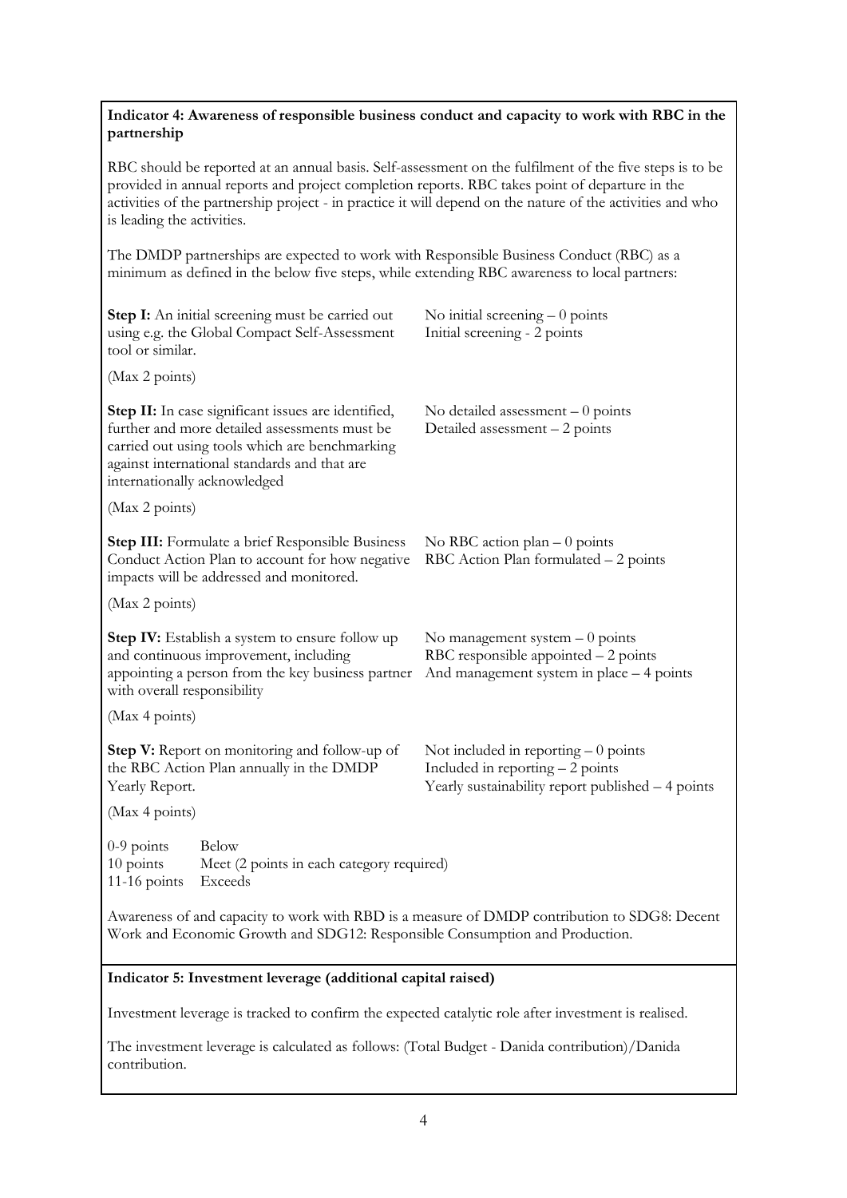**Indicator 4: Awareness of responsible business conduct and capacity to work with RBC in the partnership**

RBC should be reported at an annual basis. Self-assessment on the fulfilment of the five steps is to be provided in annual reports and project completion reports. RBC takes point of departure in the activities of the partnership project - in practice it will depend on the nature of the activities and who is leading the activities.

The DMDP partnerships are expected to work with Responsible Business Conduct (RBC) as a minimum as defined in the below five steps, while extending RBC awareness to local partners:

| | |
|---|---|
| **Step I:** An initial screening must be carried out using e.g. the Global Compact Self-Assessment tool or similar.<br><br>(Max 2 points) | No initial screening – 0 points<br>Initial screening - 2 points |
| **Step II:** In case significant issues are identified, further and more detailed assessments must be carried out using tools which are benchmarking against international standards and that are internationally acknowledged<br><br>(Max 2 points) | No detailed assessment – 0 points<br>Detailed assessment – 2 points |
| **Step III:** Formulate a brief Responsible Business Conduct Action Plan to account for how negative impacts will be addressed and monitored.<br><br>(Max 2 points) | No RBC action plan – 0 points<br>RBC Action Plan formulated – 2 points |
| **Step IV:** Establish a system to ensure follow up and continuous improvement, including appointing a person from the key business partner with overall responsibility<br><br>(Max 4 points) | No management system – 0 points<br>RBC responsible appointed – 2 points<br>And management system in place – 4 points |
| **Step V:** Report on monitoring and follow-up of the RBC Action Plan annually in the DMDP Yearly Report.<br><br>(Max 4 points) | Not included in reporting – 0 points<br>Included in reporting – 2 points<br>Yearly sustainability report published – 4 points |

| | |
|---|---|
| 0-9 points | Below |
| 10 points | Meet (2 points in each category required) |
| 11-16 points | Exceeds |

Awareness of and capacity to work with RBD is a measure of DMDP contribution to SDG8: Decent Work and Economic Growth and SDG12: Responsible Consumption and Production.

**Indicator 5: Investment leverage (additional capital raised)**

Investment leverage is tracked to confirm the expected catalytic role after investment is realised.

The investment leverage is calculated as follows: (Total Budget - Danida contribution)/Danida contribution.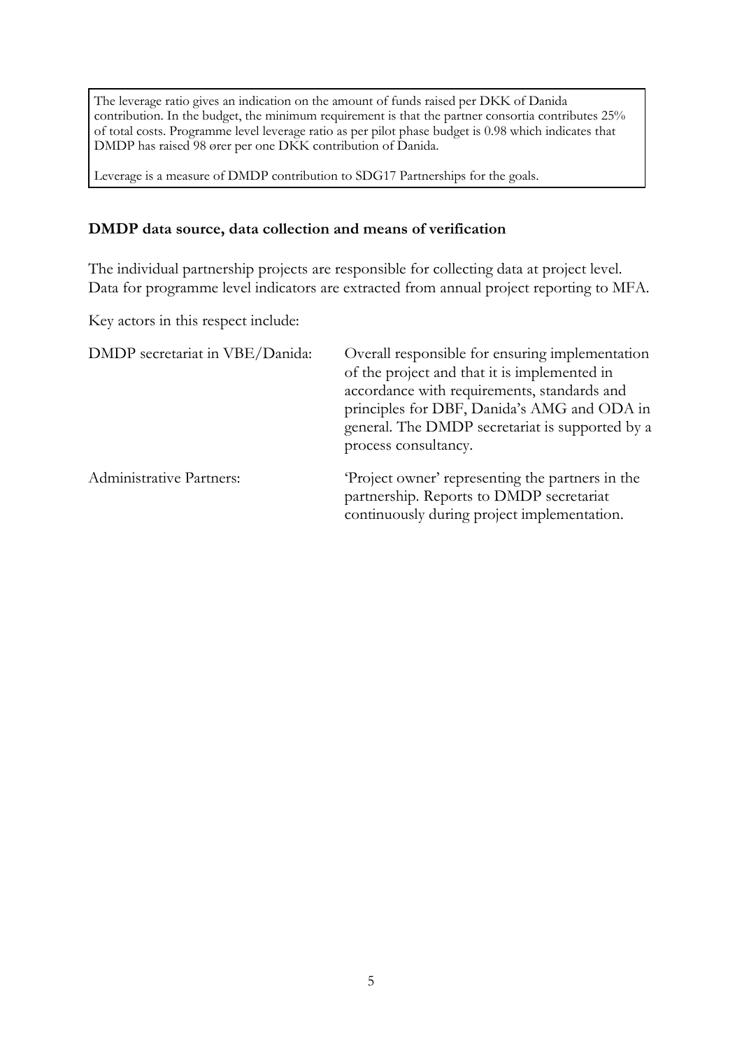The leverage ratio gives an indication on the amount of funds raised per DKK of Danida contribution. In the budget, the minimum requirement is that the partner consortia contributes 25% of total costs. Programme level leverage ratio as per pilot phase budget is 0.98 which indicates that DMDP has raised 98 ører per one DKK contribution of Danida.

Leverage is a measure of DMDP contribution to SDG17 Partnerships for the goals.

**DMDP data source, data collection and means of verification**

The individual partnership projects are responsible for collecting data at project level. Data for programme level indicators are extracted from annual project reporting to MFA.

Key actors in this respect include:

| | |
|---|---|
| DMDP secretariat in VBE/Danida: | Overall responsible for ensuring implementation of the project and that it is implemented in accordance with requirements, standards and principles for DBF, Danida's AMG and ODA in general. The DMDP secretariat is supported by a process consultancy. |
| Administrative Partners: | 'Project owner' representing the partners in the partnership. Reports to DMDP secretariat continuously during project implementation. |